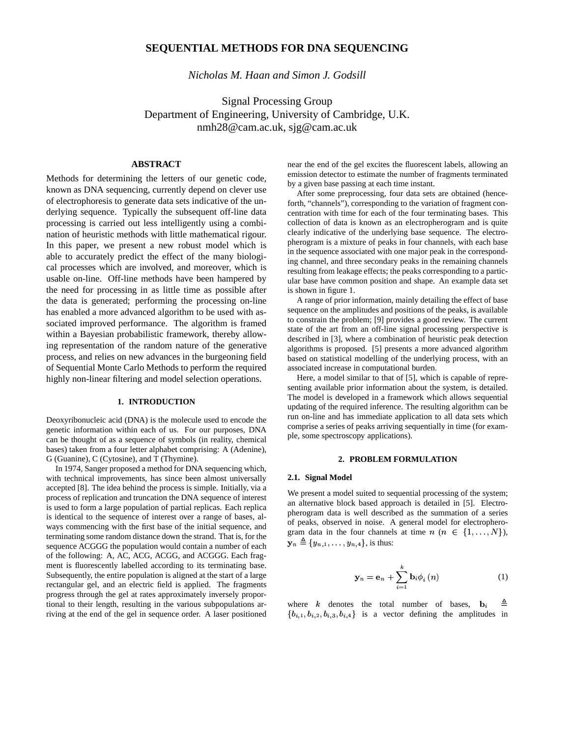# SEQUENTIAL METHODS FOR DNA SEQUENCING

*Nicholas M. Haan and Simon J. Godsill*

Signal Processing Group
Department of Engineering, University of Cambridge, U.K.
nmh28@cam.ac.uk, sjg@cam.ac.uk

## ABSTRACT

Methods for determining the letters of our genetic code, known as DNA sequencing, currently depend on clever use of electrophoresis to generate data sets indicative of the underlying sequence. Typically the subsequent off-line data processing is carried out less intelligently using a combination of heuristic methods with little mathematical rigour. In this paper, we present a new robust model which is able to accurately predict the effect of the many biological processes which are involved, and moreover, which is usable on-line. Off-line methods have been hampered by the need for processing in as little time as possible after the data is generated; performing the processing on-line has enabled a more advanced algorithm to be used with associated improved performance. The algorithm is framed within a Bayesian probabilistic framework, thereby allowing representation of the random nature of the generative process, and relies on new advances in the burgeoning field of Sequential Monte Carlo Methods to perform the required highly non-linear filtering and model selection operations.

## 1. INTRODUCTION

Deoxyribonucleic acid (DNA) is the molecule used to encode the genetic information within each of us. For our purposes, DNA can be thought of as a sequence of symbols (in reality, chemical bases) taken from a four letter alphabet comprising: A (Adenine), G (Guanine), C (Cytosine), and T (Thymine).

In 1974, Sanger proposed a method for DNA sequencing which, with technical improvements, has since been almost universally accepted [8]. The idea behind the process is simple. Initially, via a process of replication and truncation the DNA sequence of interest is used to form a large population of partial replicas. Each replica is identical to the sequence of interest over a range of bases, always commencing with the first base of the initial sequence, and terminating some random distance down the strand. That is, for the sequence ACGGG the population would contain a number of each of the following: A, AC, ACG, ACGG, and ACGGG. Each fragment is fluorescently labelled according to its terminating base. Subsequently, the entire population is aligned at the start of a large rectangular gel, and an electric field is applied. The fragments progress through the gel at rates approximately inversely proportional to their length, resulting in the various subpopulations arriving at the end of the gel in sequence order. A laser positioned near the end of the gel excites the fluorescent labels, allowing an emission detector to estimate the number of fragments terminated by a given base passing at each time instant.

After some preprocessing, four data sets are obtained (henceforth, "channels"), corresponding to the variation of fragment concentration with time for each of the four terminating bases. This collection of data is known as an electropherogram and is quite clearly indicative of the underlying base sequence. The electropherogram is a mixture of peaks in four channels, with each base in the sequence associated with one major peak in the corresponding channel, and three secondary peaks in the remaining channels resulting from leakage effects; the peaks corresponding to a particular base have common position and shape. An example data set is shown in figure 1.

A range of prior information, mainly detailing the effect of base sequence on the amplitudes and positions of the peaks, is available to constrain the problem; [9] provides a good review. The current state of the art from an off-line signal processing perspective is described in [3], where a combination of heuristic peak detection algorithms is proposed. [5] presents a more advanced algorithm based on statistical modelling of the underlying process, with an associated increase in computational burden.

Here, a model similar to that of [5], which is capable of representing available prior information about the system, is detailed. The model is developed in a framework which allows sequential updating of the required inference. The resulting algorithm can be run on-line and has immediate application to all data sets which comprise a series of peaks arriving sequentially in time (for example, some spectroscopy applications).

## 2. PROBLEM FORMULATION

### 2.1. Signal Model

We present a model suited to sequential processing of the system; an alternative block based approach is detailed in [5]. Electropherogram data is well described as the summation of a series of peaks, observed in noise. A general model for electropherogram data in the four channels at time $n$ ($n \in \{1, \ldots, N\}$), $\mathbf{y}_n \triangleq \{y_{n,1}, \ldots, y_{n,4}\}$, is thus:

$$\mathbf{y}_n = \mathbf{e}_n + \sum_{i=1}^{k} \mathbf{b}_i \phi_i(n) \tag{1}$$

where $k$ denotes the total number of bases, $\mathbf{b}_i \triangleq \{b_{i,1}, b_{i,2}, b_{i,3}, b_{i,4}\}$ is a vector defining the amplitudes in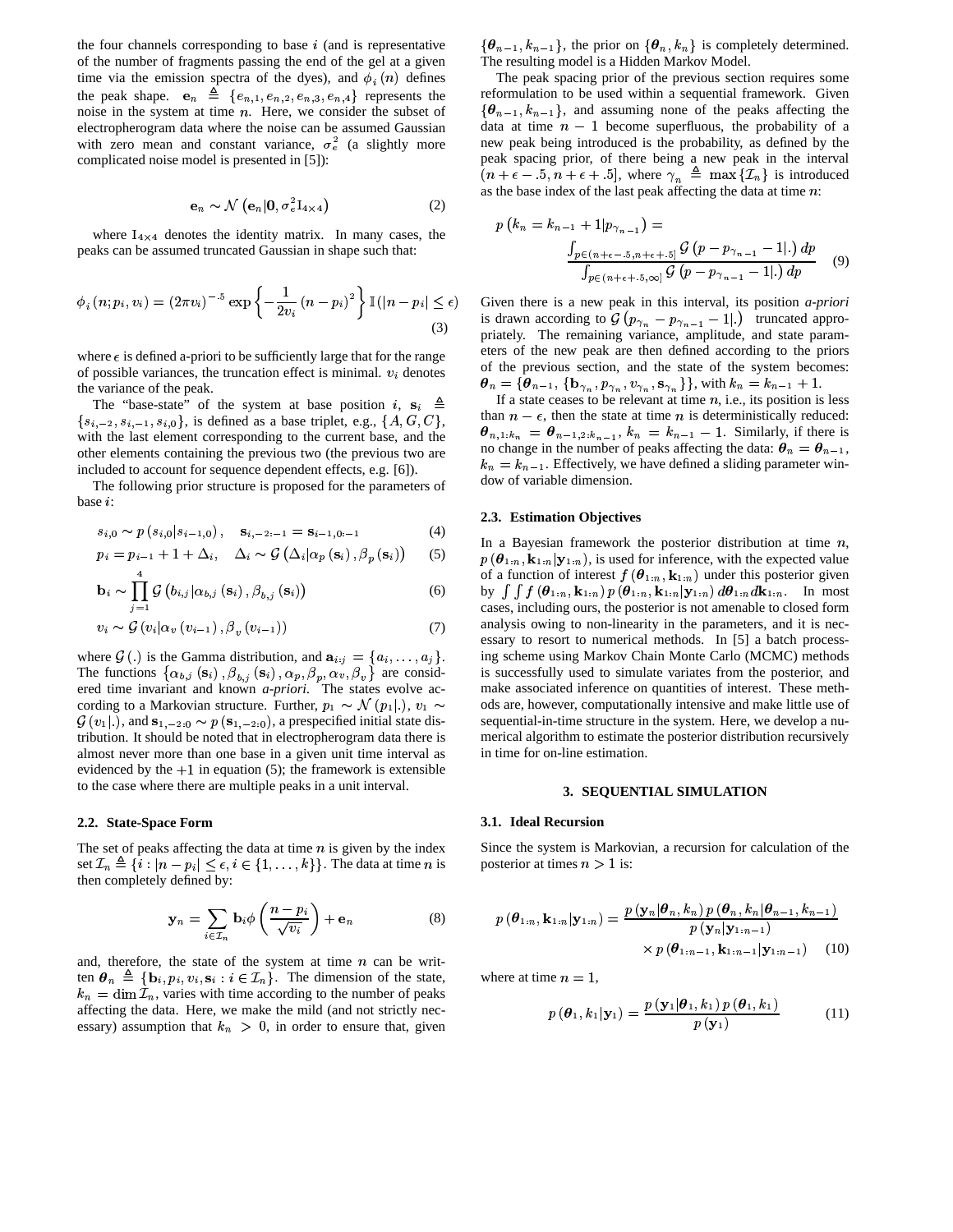the four channels corresponding to base $i$ (and is representative of the number of fragments passing the end of the gel at a given time via the emission spectra of the dyes), and $\phi_i(n)$ defines the peak shape. $\mathbf{e}_n \triangleq \{e_{n,1}, e_{n,2}, e_{n,3}, e_{n,4}\}$ represents the noise in the system at time $n$. Here, we consider the subset of electropherogram data where the noise can be assumed Gaussian with zero mean and constant variance, $\sigma_e^2$ (a slightly more complicated noise model is presented in [5]):

$$\mathbf{e}_n \sim \mathcal{N}\left(\mathbf{e}_n | \mathbf{0}, \sigma_e^2 \mathrm{I}_{4\times 4}\right) \tag{2}$$

where $\mathrm{I}_{4\times4}$ denotes the identity matrix. In many cases, the peaks can be assumed truncated Gaussian in shape such that:

$$\phi_i(n; p_i, v_i) = (2\pi v_i)^{-.5} \exp\left\{-\frac{1}{2v_i}(n - p_i)^2\right\} \mathbb{I}(|n - p_i| \leq \epsilon) \tag{3}$$

where $\epsilon$ is defined a-priori to be sufficiently large that for the range of possible variances, the truncation effect is minimal. $v_i$ denotes the variance of the peak.

The "base-state" of the system at base position $i$, $\mathbf{s}_i \triangleq \{s_{i,-2}, s_{i,-1}, s_{i,0}\}$, is defined as a base triplet, e.g., $\{A, G, C\}$, with the last element corresponding to the current base, and the other elements containing the previous two (the previous two are included to account for sequence dependent effects, e.g. [6]).

The following prior structure is proposed for the parameters of base $i$:

$$s_{i,0} \sim p\left(s_{i,0} | s_{i-1,0}\right), \quad \mathbf{s}_{i,-2:-1} = \mathbf{s}_{i-1,0:-1} \tag{4}$$

$$p_i = p_{i-1} + 1 + \Delta_i, \quad \Delta_i \sim \mathcal{G}\left(\Delta_i | \alpha_p(\mathbf{s}_i), \beta_p(\mathbf{s}_i)\right) \tag{5}$$

$$\mathbf{b}_i \sim \prod_{j=1}^{4} \mathcal{G}\left(b_{i,j} | \alpha_{b,j}(\mathbf{s}_i), \beta_{b,j}(\mathbf{s}_i)\right) \tag{6}$$

$$v_i \sim \mathcal{G}\left(v_i | \alpha_v(v_{i-1}), \beta_v(v_{i-1})\right) \tag{7}$$

where $\mathcal{G}(.)$ is the Gamma distribution, and $\mathbf{a}_{i:j} = \{a_i, \ldots, a_j\}$. The functions $\{\alpha_{b,j}(\mathbf{s}_i), \beta_{b,j}(\mathbf{s}_i), \alpha_p, \beta_p, \alpha_v, \beta_v\}$ are considered time invariant and known *a-priori*. The states evolve according to a Markovian structure. Further, $p_1 \sim \mathcal{N}(p_1|.)$, $v_1 \sim \mathcal{G}(v_1|.)$, and $\mathbf{s}_{1,-2:0} \sim p(\mathbf{s}_{1,-2:0})$, a prespecified initial state distribution. It should be noted that in electropherogram data there is almost never more than one base in a given unit time interval as evidenced by the $+1$ in equation (5); the framework is extensible to the case where there are multiple peaks in a unit interval.

### 2.2. State-Space Form

The set of peaks affecting the data at time $n$ is given by the index set $\mathcal{I}_n \triangleq \{i : |n - p_i| \leq \epsilon, i \in \{1, \ldots, k\}\}$. The data at time $n$ is then completely defined by:

$$\mathbf{y}_n = \sum_{i \in \mathcal{I}_n} \mathbf{b}_i \phi\left(\frac{n - p_i}{\sqrt{v_i}}\right) + \mathbf{e}_n \tag{8}$$

and, therefore, the state of the system at time $n$ can be written $\boldsymbol{\theta}_n \triangleq \{\mathbf{b}_i, p_i, v_i, \mathbf{s}_i : i \in \mathcal{I}_n\}$. The dimension of the state, $k_n = \dim \mathcal{I}_n$, varies with time according to the number of peaks affecting the data. Here, we make the mild (and not strictly necessary) assumption that $k_n > 0$, in order to ensure that, given $\{\boldsymbol{\theta}_{n-1}, k_{n-1}\}$, the prior on $\{\boldsymbol{\theta}_n, k_n\}$ is completely determined. The resulting model is a Hidden Markov Model.

The peak spacing prior of the previous section requires some reformulation to be used within a sequential framework. Given $\{\boldsymbol{\theta}_{n-1}, k_{n-1}\}$, and assuming none of the peaks affecting the data at time $n-1$ become superfluous, the probability of a new peak being introduced is the probability, as defined by the peak spacing prior, of there being a new peak in the interval $(n + \epsilon - .5, n + \epsilon + .5]$, where $\gamma_n \triangleq \max\{\mathcal{I}_n\}$ is introduced as the base index of the last peak affecting the data at time $n$:

$$p\left(k_n = k_{n-1} + 1 | p_{\gamma_{n-1}}\right) = \frac{\int_{p \in (n+\epsilon-.5, n+\epsilon+.5]} \mathcal{G}\left(p - p_{\gamma_{n-1}} - 1 |.\right) dp}{\int_{p \in (n+\epsilon+.5, \infty]} \mathcal{G}\left(p - p_{\gamma_{n-1}} - 1 |.\right) dp} \tag{9}$$

Given there is a new peak in this interval, its position *a-priori* is drawn according to $\mathcal{G}\left(p_{\gamma_n} - p_{\gamma_{n-1}} - 1|.\right)$ truncated appropriately. The remaining variance, amplitude, and state parameters of the new peak are then defined according to the priors of the previous section, and the state of the system becomes: $\boldsymbol{\theta}_n = \{\boldsymbol{\theta}_{n-1}, \{\mathbf{b}_{\gamma_n}, p_{\gamma_n}, v_{\gamma_n}, \mathbf{s}_{\gamma_n}\}\}$, with $k_n = k_{n-1} + 1$.

If a state ceases to be relevant at time $n$, i.e., its position is less than $n - \epsilon$, then the state at time $n$ is deterministically reduced: $\boldsymbol{\theta}_{n,1:k_n} = \boldsymbol{\theta}_{n-1,2:k_{n-1}}$, $k_n = k_{n-1} - 1$. Similarly, if there is no change in the number of peaks affecting the data: $\boldsymbol{\theta}_n = \boldsymbol{\theta}_{n-1}$, $k_n = k_{n-1}$. Effectively, we have defined a sliding parameter window of variable dimension.

### 2.3. Estimation Objectives

In a Bayesian framework the posterior distribution at time $n$, $p(\boldsymbol{\theta}_{1:n}, \mathbf{k}_{1:n} | \mathbf{y}_{1:n})$, is used for inference, with the expected value of a function of interest $f(\boldsymbol{\theta}_{1:n}, \mathbf{k}_{1:n})$ under this posterior given by $\int \int f(\boldsymbol{\theta}_{1:n}, \mathbf{k}_{1:n}) p(\boldsymbol{\theta}_{1:n}, \mathbf{k}_{1:n} | \mathbf{y}_{1:n}) d\boldsymbol{\theta}_{1:n} d\mathbf{k}_{1:n}$. In most cases, including ours, the posterior is not amenable to closed form analysis owing to non-linearity in the parameters, and it is necessary to resort to numerical methods. In [5] a batch processing scheme using Markov Chain Monte Carlo (MCMC) methods is successfully used to simulate variates from the posterior, and make associated inference on quantities of interest. These methods are, however, computationally intensive and make little use of sequential-in-time structure in the system. Here, we develop a numerical algorithm to estimate the posterior distribution recursively in time for on-line estimation.

## 3. SEQUENTIAL SIMULATION

### 3.1. Ideal Recursion

Since the system is Markovian, a recursion for calculation of the posterior at times $n > 1$ is:

$$p(\boldsymbol{\theta}_{1:n}, \mathbf{k}_{1:n} | \mathbf{y}_{1:n}) = \frac{p(\mathbf{y}_n | \boldsymbol{\theta}_n, k_n) p(\boldsymbol{\theta}_n, k_n | \boldsymbol{\theta}_{n-1}, k_{n-1})}{p(\mathbf{y}_n | \mathbf{y}_{1:n-1})} \times p(\boldsymbol{\theta}_{1:n-1}, \mathbf{k}_{1:n-1} | \mathbf{y}_{1:n-1}) \tag{10}$$

where at time $n = 1$,

$$p(\boldsymbol{\theta}_1, k_1 | \mathbf{y}_1) = \frac{p(\mathbf{y}_1 | \boldsymbol{\theta}_1, k_1) p(\boldsymbol{\theta}_1, k_1)}{p(\mathbf{y}_1)} \tag{11}$$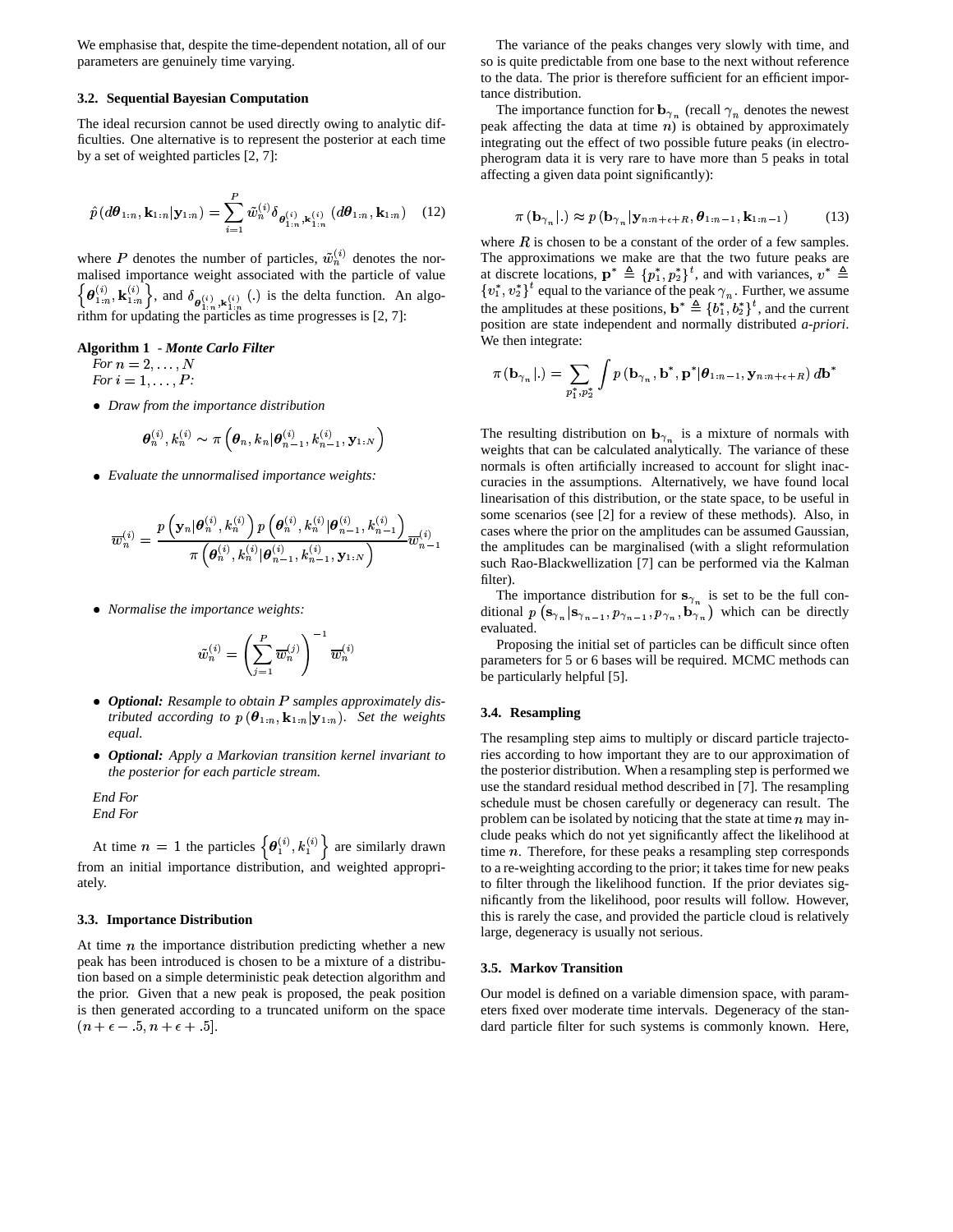We emphasise that, despite the time-dependent notation, all of our parameters are genuinely time varying.

### 3.2. Sequential Bayesian Computation

The ideal recursion cannot be used directly owing to analytic difficulties. One alternative is to represent the posterior at each time by a set of weighted particles [2, 7]:

$$\hat{p}\left(d\boldsymbol{\theta}_{1:n}, \mathbf{k}_{1:n}|\mathbf{y}_{1:n}\right) = \sum_{i=1}^{P} \tilde{w}_n^{(i)} \delta_{\boldsymbol{\theta}_{1:n}^{(i)}, \mathbf{k}_{1:n}^{(i)}}\left(d\boldsymbol{\theta}_{1:n}, \mathbf{k}_{1:n}\right) \quad (12)$$

where $P$ denotes the number of particles, $\tilde{w}_n^{(i)}$ denotes the normalised importance weight associated with the particle of value $\left\{\boldsymbol{\theta}_{1:n}^{(i)}, \mathbf{k}_{1:n}^{(i)}\right\}$, and $\delta_{\boldsymbol{\theta}_{1:n}^{(i)}, \mathbf{k}_{1:n}^{(i)}}(.)$ is the delta function. An algorithm for updating the particles as time progresses is [2, 7]:

**Algorithm 1** - ***Monte Carlo Filter***
*For* $n = 2, \ldots, N$
*For* $i = 1, \ldots, P$*:*

- *Draw from the importance distribution*

$$\boldsymbol{\theta}_n^{(i)}, k_n^{(i)} \sim \pi\left(\boldsymbol{\theta}_n, k_n|\boldsymbol{\theta}_{n-1}^{(i)}, k_{n-1}^{(i)}, \mathbf{y}_{1:N}\right)$$

- *Evaluate the unnormalised importance weights:*

$$\overline{w}_n^{(i)} = \frac{p\left(\mathbf{y}_n|\boldsymbol{\theta}_n^{(i)}, k_n^{(i)}\right) p\left(\boldsymbol{\theta}_n^{(i)}, k_n^{(i)}|\boldsymbol{\theta}_{n-1}^{(i)}, k_{n-1}^{(i)}\right)}{\pi\left(\boldsymbol{\theta}_n^{(i)}, k_n^{(i)}|\boldsymbol{\theta}_{n-1}^{(i)}, k_{n-1}^{(i)}, \mathbf{y}_{1:N}\right)} \overline{w}_{n-1}^{(i)}$$

- *Normalise the importance weights:*

$$\tilde{w}_n^{(i)} = \left(\sum_{j=1}^{P} \overline{w}_n^{(j)}\right)^{-1} \overline{w}_n^{(i)}$$

- ***Optional:*** *Resample to obtain* $P$ *samples approximately distributed according to* $p\left(\boldsymbol{\theta}_{1:n}, \mathbf{k}_{1:n}|\mathbf{y}_{1:n}\right)$*. Set the weights equal.*
- ***Optional:*** *Apply a Markovian transition kernel invariant to the posterior for each particle stream.*

*End For*
*End For*

At time $n = 1$ the particles $\left\{\boldsymbol{\theta}_1^{(i)}, k_1^{(i)}\right\}$ are similarly drawn from an initial importance distribution, and weighted appropriately.

### 3.3. Importance Distribution

At time $n$ the importance distribution predicting whether a new peak has been introduced is chosen to be a mixture of a distribution based on a simple deterministic peak detection algorithm and the prior. Given that a new peak is proposed, the peak position is then generated according to a truncated uniform on the space $(n + \epsilon - .5, n + \epsilon + .5]$.

The variance of the peaks changes very slowly with time, and so is quite predictable from one base to the next without reference to the data. The prior is therefore sufficient for an efficient importance distribution.

The importance function for $\mathbf{b}_{\gamma_n}$ (recall $\gamma_n$ denotes the newest peak affecting the data at time $n$) is obtained by approximately integrating out the effect of two possible future peaks (in electropherogram data it is very rare to have more than 5 peaks in total affecting a given data point significantly):

$$\pi\left(\mathbf{b}_{\gamma_n}|.\right) \approx p\left(\mathbf{b}_{\gamma_n}|\mathbf{y}_{n:n+\epsilon+R}, \boldsymbol{\theta}_{1:n-1}, \mathbf{k}_{1:n-1}\right) \quad (13)$$

where $R$ is chosen to be a constant of the order of a few samples. The approximations we make are that the two future peaks are at discrete locations, $\mathbf{p}^* \triangleq \{p_1^*, p_2^*\}^t$, and with variances, $v^* \triangleq \{v_1^*, v_2^*\}^t$ equal to the variance of the peak $\gamma_n$. Further, we assume the amplitudes at these positions, $\mathbf{b}^* \triangleq \{b_1^*, b_2^*\}^t$, and the current position are state independent and normally distributed *a-priori*. We then integrate:

$$\pi\left(\mathbf{b}_{\gamma_n}|.\right) = \sum_{p_1^*, p_2^*} \int p\left(\mathbf{b}_{\gamma_n}, \mathbf{b}^*, \mathbf{p}^*|\boldsymbol{\theta}_{1:n-1}, \mathbf{y}_{n:n+\epsilon+R}\right) d\mathbf{b}^*$$

The resulting distribution on $\mathbf{b}_{\gamma_n}$ is a mixture of normals with weights that can be calculated analytically. The variance of these normals is often artificially increased to account for slight inaccuracies in the assumptions. Alternatively, we have found local linearisation of this distribution, or the state space, to be useful in some scenarios (see [2] for a review of these methods). Also, in cases where the prior on the amplitudes can be assumed Gaussian, the amplitudes can be marginalised (with a slight reformulation such Rao-Blackwellization [7] can be performed via the Kalman filter).

The importance distribution for $\mathbf{s}_{\gamma_n}$ is set to be the full conditional $p\left(\mathbf{s}_{\gamma_n}|\mathbf{s}_{\gamma_{n-1}}, p_{\gamma_{n-1}}, p_{\gamma_n}, \mathbf{b}_{\gamma_n}\right)$ which can be directly evaluated.

Proposing the initial set of particles can be difficult since often parameters for 5 or 6 bases will be required. MCMC methods can be particularly helpful [5].

### 3.4. Resampling

The resampling step aims to multiply or discard particle trajectories according to how important they are to our approximation of the posterior distribution. When a resampling step is performed we use the standard residual method described in [7]. The resampling schedule must be chosen carefully or degeneracy can result. The problem can be isolated by noticing that the state at time $n$ may include peaks which do not yet significantly affect the likelihood at time $n$. Therefore, for these peaks a resampling step corresponds to a re-weighting according to the prior; it takes time for new peaks to filter through the likelihood function. If the prior deviates significantly from the likelihood, poor results will follow. However, this is rarely the case, and provided the particle cloud is relatively large, degeneracy is usually not serious.

### 3.5. Markov Transition

Our model is defined on a variable dimension space, with parameters fixed over moderate time intervals. Degeneracy of the standard particle filter for such systems is commonly known. Here,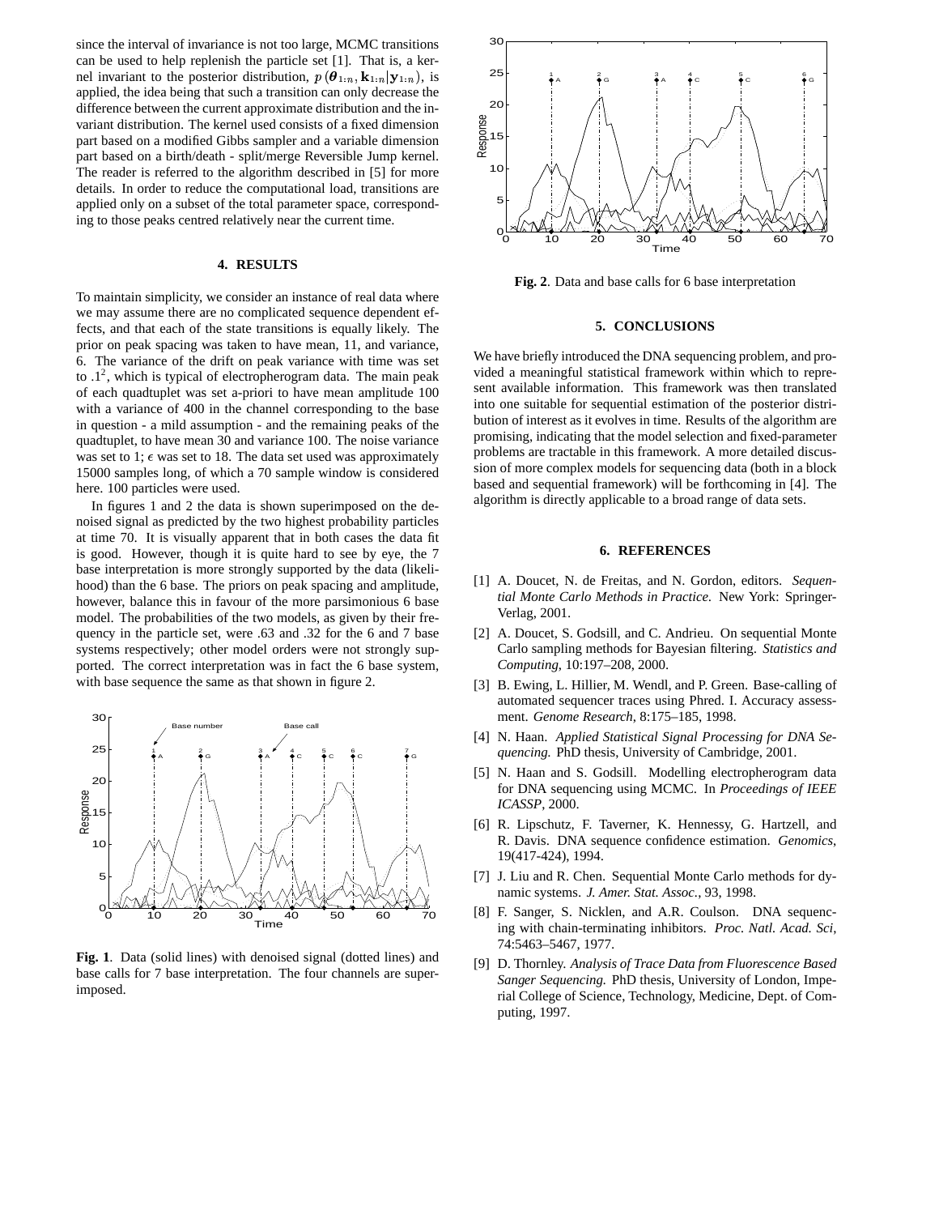since the interval of invariance is not too large, MCMC transitions can be used to help replenish the particle set [1]. That is, a kernel invariant to the posterior distribution, $p(\boldsymbol{\theta}_{1:n}, \mathbf{k}_{1:n}|\mathbf{y}_{1:n})$, is applied, the idea being that such a transition can only decrease the difference between the current approximate distribution and the invariant distribution. The kernel used consists of a fixed dimension part based on a modified Gibbs sampler and a variable dimension part based on a birth/death - split/merge Reversible Jump kernel. The reader is referred to the algorithm described in [5] for more details. In order to reduce the computational load, transitions are applied only on a subset of the total parameter space, corresponding to those peaks centred relatively near the current time.

## 4. RESULTS

To maintain simplicity, we consider an instance of real data where we may assume there are no complicated sequence dependent effects, and that each of the state transitions is equally likely. The prior on peak spacing was taken to have mean, 11, and variance, 6. The variance of the drift on peak variance with time was set to $.1^2$, which is typical of electropherogram data. The main peak of each quadtuplet was set a-priori to have mean amplitude 100 with a variance of 400 in the channel corresponding to the base in question - a mild assumption - and the remaining peaks of the quadtuplet, to have mean 30 and variance 100. The noise variance was set to 1; $\epsilon$ was set to 18. The data set used was approximately 15000 samples long, of which a 70 sample window is considered here. 100 particles were used.

In figures 1 and 2 the data is shown superimposed on the denoised signal as predicted by the two highest probability particles at time 70. It is visually apparent that in both cases the data fit is good. However, though it is quite hard to see by eye, the 7 base interpretation is more strongly supported by the data (likelihood) than the 6 base. The priors on peak spacing and amplitude, however, balance this in favour of the more parsimonious 6 base model. The probabilities of the two models, as given by their frequency in the particle set, were .63 and .32 for the 6 and 7 base systems respectively; other model orders were not strongly supported. The correct interpretation was in fact the 6 base system, with base sequence the same as that shown in figure 2.

Base number
Base call
1 A, 2 G, 3 A, 4 C, 5 C, 6 C, 7 G
Response
Time

**Fig. 1**. Data (solid lines) with denoised signal (dotted lines) and base calls for 7 base interpretation. The four channels are superimposed.

1 A, 2 G, 3 A, 4 C, 5 C, 6 G
Response
Time

**Fig. 2**. Data and base calls for 6 base interpretation

## 5. CONCLUSIONS

We have briefly introduced the DNA sequencing problem, and provided a meaningful statistical framework within which to represent available information. This framework was then translated into one suitable for sequential estimation of the posterior distribution of interest as it evolves in time. Results of the algorithm are promising, indicating that the model selection and fixed-parameter problems are tractable in this framework. A more detailed discussion of more complex models for sequencing data (both in a block based and sequential framework) will be forthcoming in [4]. The algorithm is directly applicable to a broad range of data sets.

## 6. REFERENCES

[1] A. Doucet, N. de Freitas, and N. Gordon, editors. *Sequential Monte Carlo Methods in Practice*. New York: Springer-Verlag, 2001.

[2] A. Doucet, S. Godsill, and C. Andrieu. On sequential Monte Carlo sampling methods for Bayesian filtering. *Statistics and Computing*, 10:197–208, 2000.

[3] B. Ewing, L. Hillier, M. Wendl, and P. Green. Base-calling of automated sequencer traces using Phred. I. Accuracy assessment. *Genome Research*, 8:175–185, 1998.

[4] N. Haan. *Applied Statistical Signal Processing for DNA Sequencing*. PhD thesis, University of Cambridge, 2001.

[5] N. Haan and S. Godsill. Modelling electropherogram data for DNA sequencing using MCMC. In *Proceedings of IEEE ICASSP*, 2000.

[6] R. Lipschutz, F. Taverner, K. Hennessy, G. Hartzell, and R. Davis. DNA sequence confidence estimation. *Genomics*, 19(417-424), 1994.

[7] J. Liu and R. Chen. Sequential Monte Carlo methods for dynamic systems. *J. Amer. Stat. Assoc.*, 93, 1998.

[8] F. Sanger, S. Nicklen, and A.R. Coulson. DNA sequencing with chain-terminating inhibitors. *Proc. Natl. Acad. Sci*, 74:5463–5467, 1977.

[9] D. Thornley. *Analysis of Trace Data from Fluorescence Based Sanger Sequencing*. PhD thesis, University of London, Imperial College of Science, Technology, Medicine, Dept. of Computing, 1997.